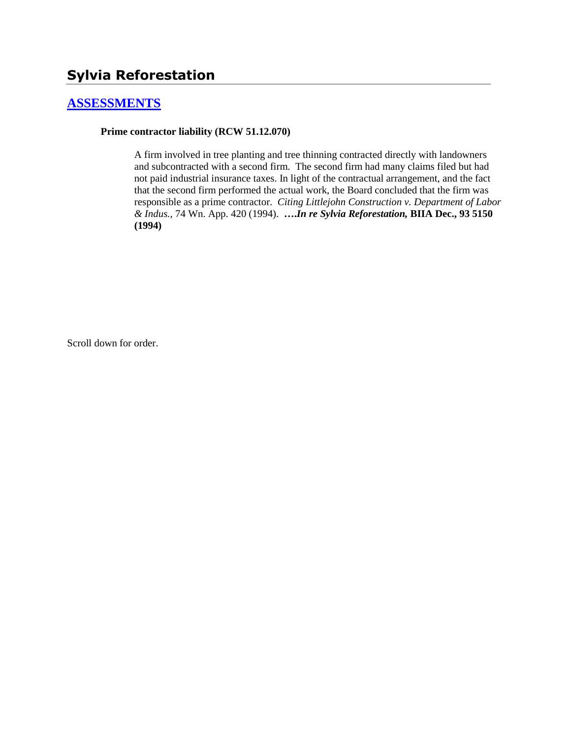# Sylvia Reforestation

## [ASSESSMENTS]

**Prime contractor liability (RCW 51.12.070)**

> A firm involved in tree planting and tree thinning contracted directly with landowners and subcontracted with a second firm. The second firm had many claims filed but had not paid industrial insurance taxes. In light of the contractual arrangement, and the fact that the second firm performed the actual work, the Board concluded that the firm was responsible as a prime contractor. *Citing Littlejohn Construction v. Department of Labor & Indus.*, 74 Wn. App. 420 (1994). **….*In re Sylvia Reforestation,* BIIA Dec., 93 5150 (1994)**

Scroll down for order.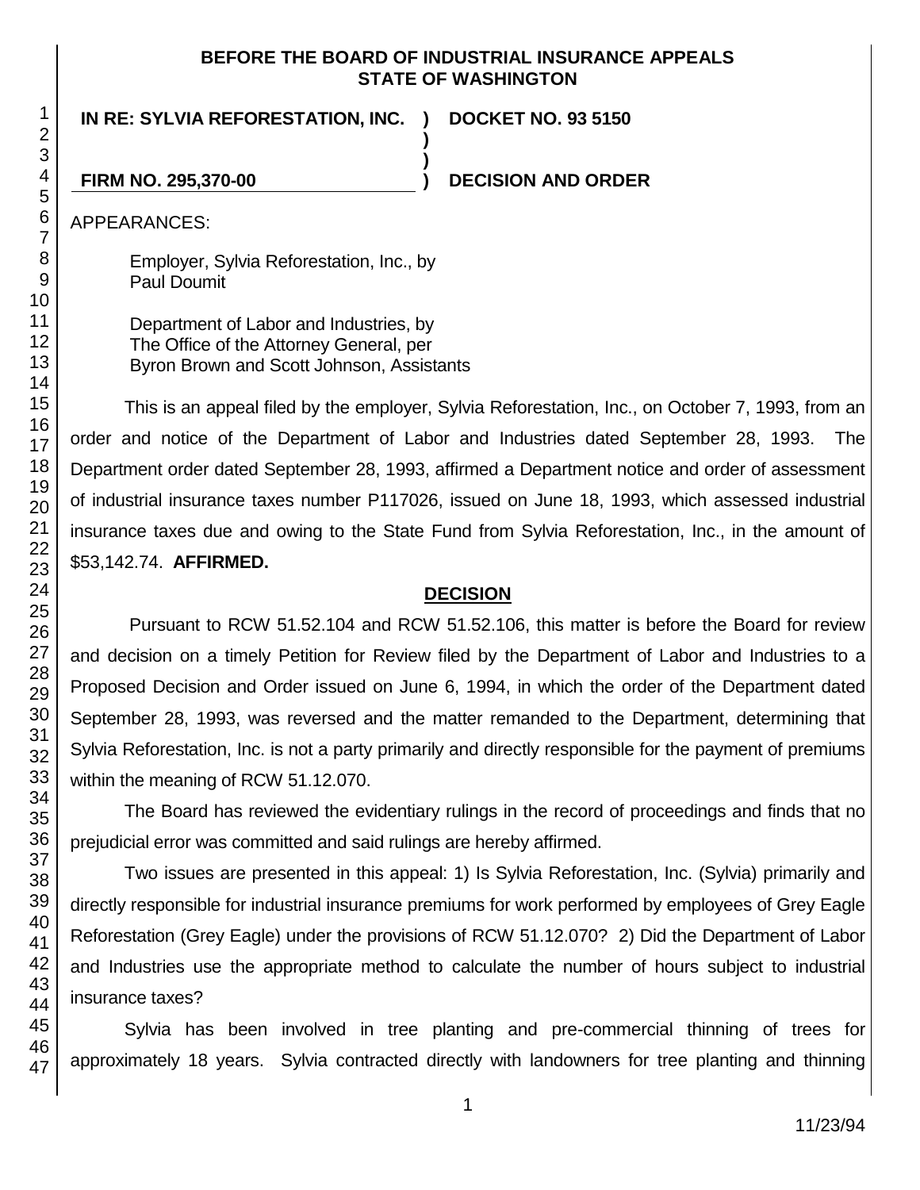BEFORE THE BOARD OF INDUSTRIAL INSURANCE APPEALS
STATE OF WASHINGTON

**IN RE: SYLVIA REFORESTATION, INC.** ) **DOCKET NO. 93 5150**
)
)
**FIRM NO. 295,370-00** ) **DECISION AND ORDER**

APPEARANCES:

Employer, Sylvia Reforestation, Inc., by
Paul Doumit

Department of Labor and Industries, by
The Office of the Attorney General, per
Byron Brown and Scott Johnson, Assistants

This is an appeal filed by the employer, Sylvia Reforestation, Inc., on October 7, 1993, from an order and notice of the Department of Labor and Industries dated September 28, 1993. The Department order dated September 28, 1993, affirmed a Department notice and order of assessment of industrial insurance taxes number P117026, issued on June 18, 1993, which assessed industrial insurance taxes due and owing to the State Fund from Sylvia Reforestation, Inc., in the amount of $53,142.74. **AFFIRMED.**

## DECISION

Pursuant to RCW 51.52.104 and RCW 51.52.106, this matter is before the Board for review and decision on a timely Petition for Review filed by the Department of Labor and Industries to a Proposed Decision and Order issued on June 6, 1994, in which the order of the Department dated September 28, 1993, was reversed and the matter remanded to the Department, determining that Sylvia Reforestation, Inc. is not a party primarily and directly responsible for the payment of premiums within the meaning of RCW 51.12.070.

The Board has reviewed the evidentiary rulings in the record of proceedings and finds that no prejudicial error was committed and said rulings are hereby affirmed.

Two issues are presented in this appeal: 1) Is Sylvia Reforestation, Inc. (Sylvia) primarily and directly responsible for industrial insurance premiums for work performed by employees of Grey Eagle Reforestation (Grey Eagle) under the provisions of RCW 51.12.070? 2) Did the Department of Labor and Industries use the appropriate method to calculate the number of hours subject to industrial insurance taxes?

Sylvia has been involved in tree planting and pre-commercial thinning of trees for approximately 18 years. Sylvia contracted directly with landowners for tree planting and thinning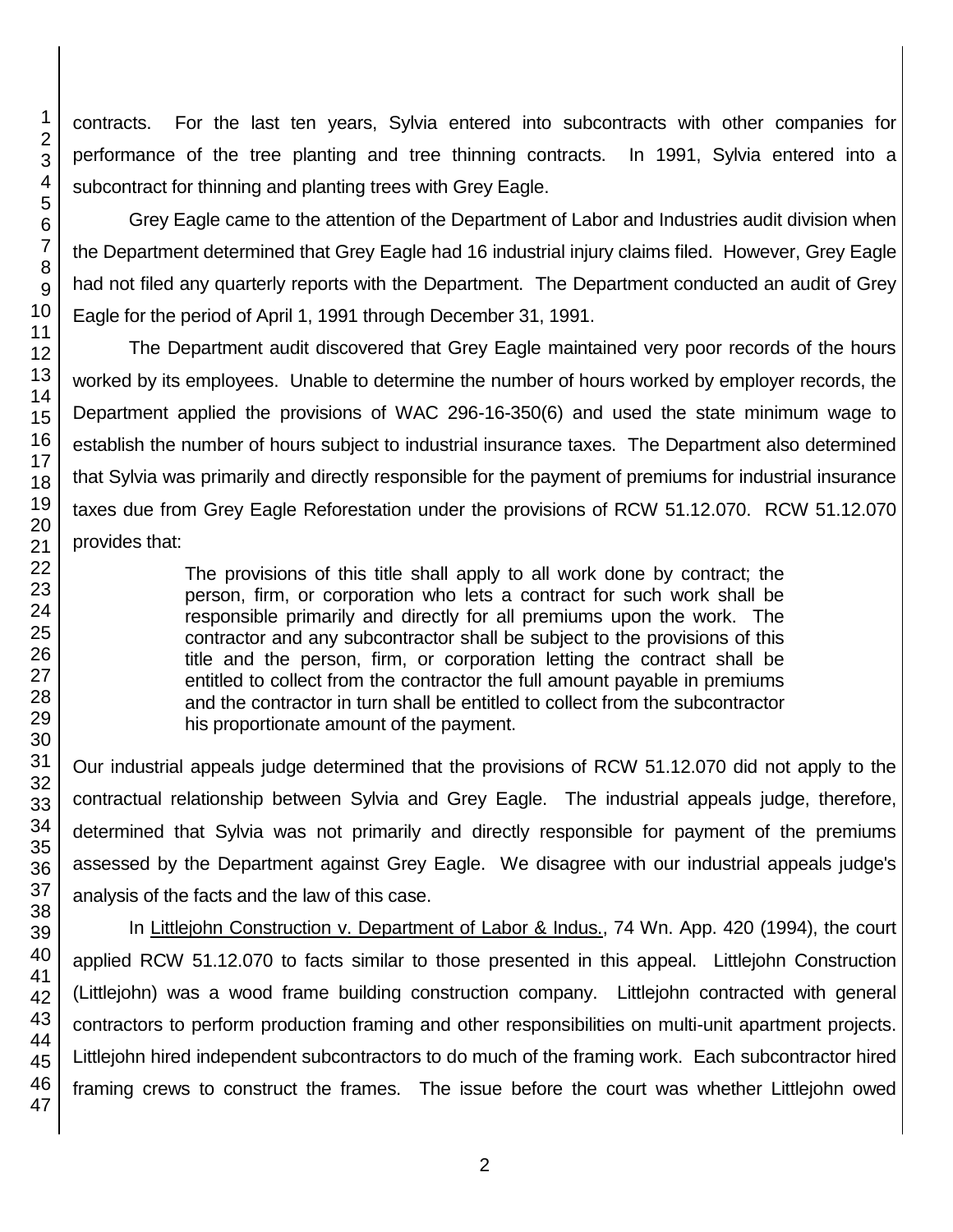contracts. For the last ten years, Sylvia entered into subcontracts with other companies for performance of the tree planting and tree thinning contracts. In 1991, Sylvia entered into a subcontract for thinning and planting trees with Grey Eagle.

Grey Eagle came to the attention of the Department of Labor and Industries audit division when the Department determined that Grey Eagle had 16 industrial injury claims filed. However, Grey Eagle had not filed any quarterly reports with the Department. The Department conducted an audit of Grey Eagle for the period of April 1, 1991 through December 31, 1991.

The Department audit discovered that Grey Eagle maintained very poor records of the hours worked by its employees. Unable to determine the number of hours worked by employer records, the Department applied the provisions of WAC 296-16-350(6) and used the state minimum wage to establish the number of hours subject to industrial insurance taxes. The Department also determined that Sylvia was primarily and directly responsible for the payment of premiums for industrial insurance taxes due from Grey Eagle Reforestation under the provisions of RCW 51.12.070. RCW 51.12.070 provides that:

> The provisions of this title shall apply to all work done by contract; the person, firm, or corporation who lets a contract for such work shall be responsible primarily and directly for all premiums upon the work. The contractor and any subcontractor shall be subject to the provisions of this title and the person, firm, or corporation letting the contract shall be entitled to collect from the contractor the full amount payable in premiums and the contractor in turn shall be entitled to collect from the subcontractor his proportionate amount of the payment.

Our industrial appeals judge determined that the provisions of RCW 51.12.070 did not apply to the contractual relationship between Sylvia and Grey Eagle. The industrial appeals judge, therefore, determined that Sylvia was not primarily and directly responsible for payment of the premiums assessed by the Department against Grey Eagle. We disagree with our industrial appeals judge's analysis of the facts and the law of this case.

In Littlejohn Construction v. Department of Labor & Indus., 74 Wn. App. 420 (1994), the court applied RCW 51.12.070 to facts similar to those presented in this appeal. Littlejohn Construction (Littlejohn) was a wood frame building construction company. Littlejohn contracted with general contractors to perform production framing and other responsibilities on multi-unit apartment projects. Littlejohn hired independent subcontractors to do much of the framing work. Each subcontractor hired framing crews to construct the frames. The issue before the court was whether Littlejohn owed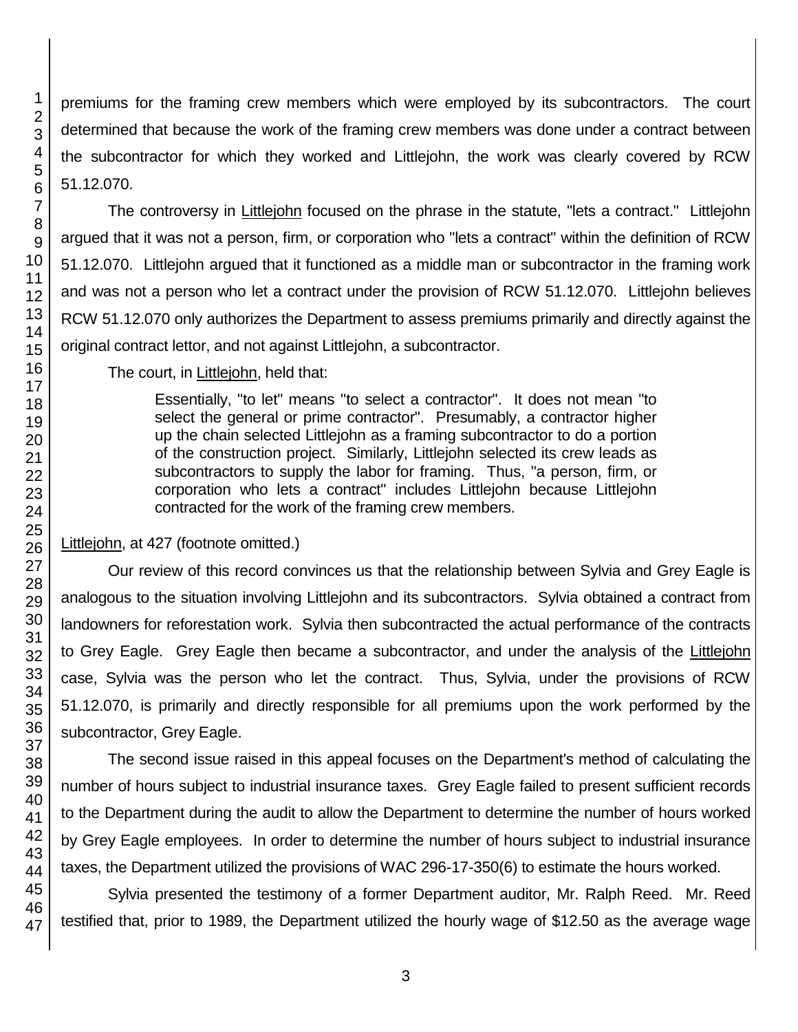premiums for the framing crew members which were employed by its subcontractors. The court determined that because the work of the framing crew members was done under a contract between the subcontractor for which they worked and Littlejohn, the work was clearly covered by RCW 51.12.070.

The controversy in Littlejohn focused on the phrase in the statute, "lets a contract." Littlejohn argued that it was not a person, firm, or corporation who "lets a contract" within the definition of RCW 51.12.070. Littlejohn argued that it functioned as a middle man or subcontractor in the framing work and was not a person who let a contract under the provision of RCW 51.12.070. Littlejohn believes RCW 51.12.070 only authorizes the Department to assess premiums primarily and directly against the original contract lettor, and not against Littlejohn, a subcontractor.

The court, in Littlejohn, held that:

> Essentially, "to let" means "to select a contractor". It does not mean "to select the general or prime contractor". Presumably, a contractor higher up the chain selected Littlejohn as a framing subcontractor to do a portion of the construction project. Similarly, Littlejohn selected its crew leads as subcontractors to supply the labor for framing. Thus, "a person, firm, or corporation who lets a contract" includes Littlejohn because Littlejohn contracted for the work of the framing crew members.

Littlejohn, at 427 (footnote omitted.)

Our review of this record convinces us that the relationship between Sylvia and Grey Eagle is analogous to the situation involving Littlejohn and its subcontractors. Sylvia obtained a contract from landowners for reforestation work. Sylvia then subcontracted the actual performance of the contracts to Grey Eagle. Grey Eagle then became a subcontractor, and under the analysis of the Littlejohn case, Sylvia was the person who let the contract. Thus, Sylvia, under the provisions of RCW 51.12.070, is primarily and directly responsible for all premiums upon the work performed by the subcontractor, Grey Eagle.

The second issue raised in this appeal focuses on the Department's method of calculating the number of hours subject to industrial insurance taxes. Grey Eagle failed to present sufficient records to the Department during the audit to allow the Department to determine the number of hours worked by Grey Eagle employees. In order to determine the number of hours subject to industrial insurance taxes, the Department utilized the provisions of WAC 296-17-350(6) to estimate the hours worked.

Sylvia presented the testimony of a former Department auditor, Mr. Ralph Reed. Mr. Reed testified that, prior to 1989, the Department utilized the hourly wage of $12.50 as the average wage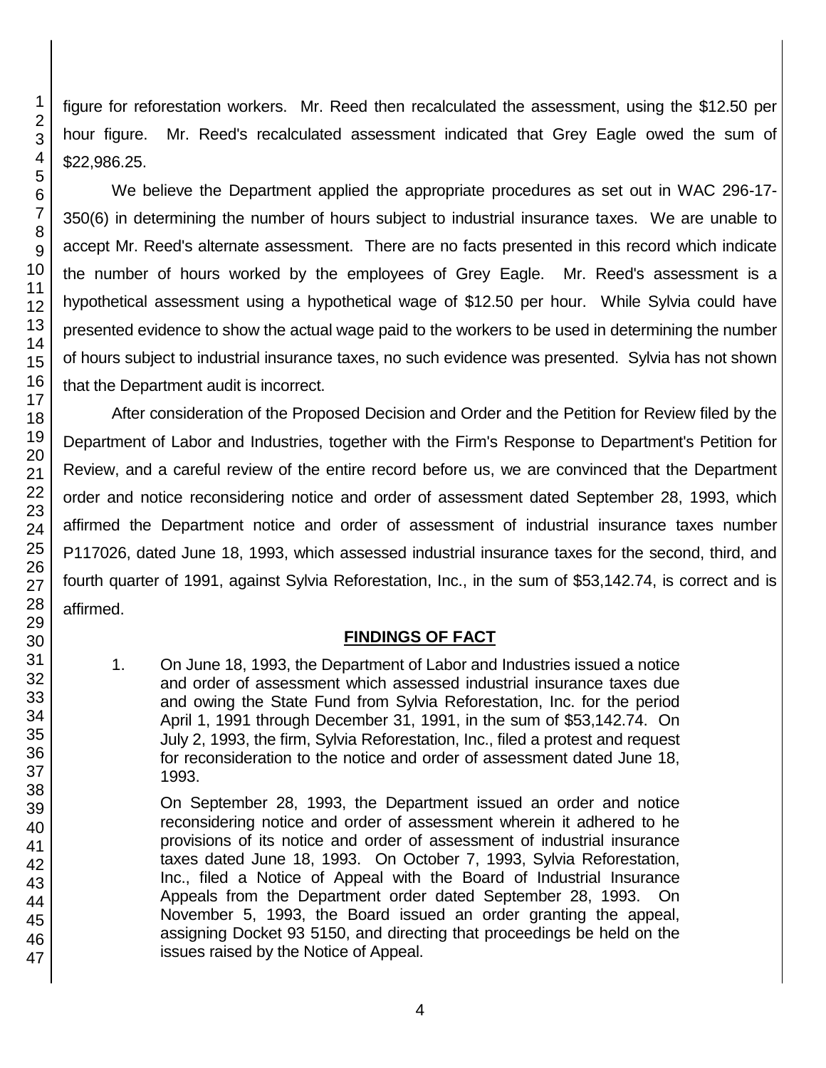figure for reforestation workers. Mr. Reed then recalculated the assessment, using the $12.50 per hour figure. Mr. Reed's recalculated assessment indicated that Grey Eagle owed the sum of $22,986.25.

We believe the Department applied the appropriate procedures as set out in WAC 296-17-350(6) in determining the number of hours subject to industrial insurance taxes. We are unable to accept Mr. Reed's alternate assessment. There are no facts presented in this record which indicate the number of hours worked by the employees of Grey Eagle. Mr. Reed's assessment is a hypothetical assessment using a hypothetical wage of $12.50 per hour. While Sylvia could have presented evidence to show the actual wage paid to the workers to be used in determining the number of hours subject to industrial insurance taxes, no such evidence was presented. Sylvia has not shown that the Department audit is incorrect.

After consideration of the Proposed Decision and Order and the Petition for Review filed by the Department of Labor and Industries, together with the Firm's Response to Department's Petition for Review, and a careful review of the entire record before us, we are convinced that the Department order and notice reconsidering notice and order of assessment dated September 28, 1993, which affirmed the Department notice and order of assessment of industrial insurance taxes number P117026, dated June 18, 1993, which assessed industrial insurance taxes for the second, third, and fourth quarter of 1991, against Sylvia Reforestation, Inc., in the sum of $53,142.74, is correct and is affirmed.

## FINDINGS OF FACT

1. On June 18, 1993, the Department of Labor and Industries issued a notice and order of assessment which assessed industrial insurance taxes due and owing the State Fund from Sylvia Reforestation, Inc. for the period April 1, 1991 through December 31, 1991, in the sum of $53,142.74. On July 2, 1993, the firm, Sylvia Reforestation, Inc., filed a protest and request for reconsideration to the notice and order of assessment dated June 18, 1993.

   On September 28, 1993, the Department issued an order and notice reconsidering notice and order of assessment wherein it adhered to he provisions of its notice and order of assessment of industrial insurance taxes dated June 18, 1993. On October 7, 1993, Sylvia Reforestation, Inc., filed a Notice of Appeal with the Board of Industrial Insurance Appeals from the Department order dated September 28, 1993. On November 5, 1993, the Board issued an order granting the appeal, assigning Docket 93 5150, and directing that proceedings be held on the issues raised by the Notice of Appeal.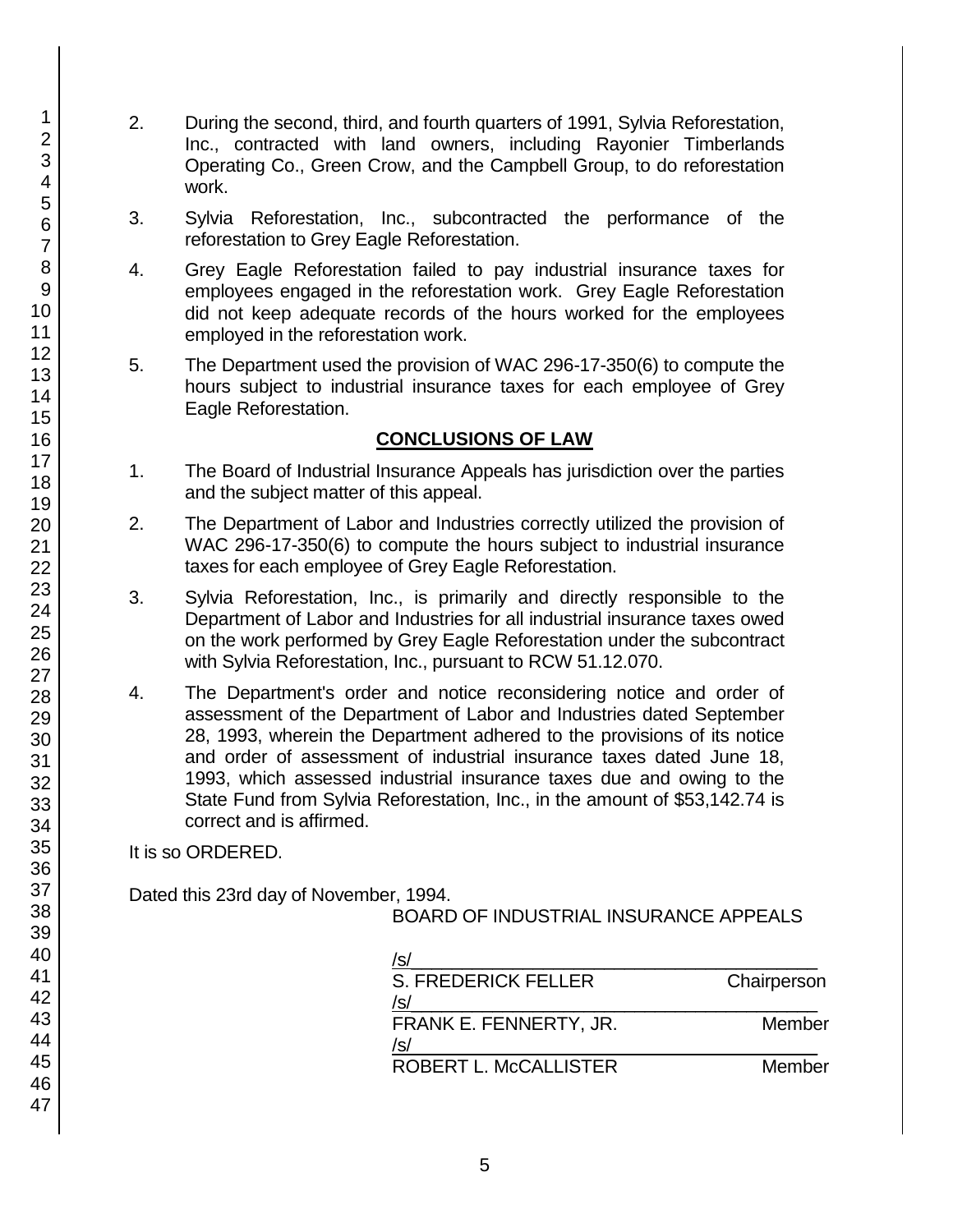2. During the second, third, and fourth quarters of 1991, Sylvia Reforestation, Inc., contracted with land owners, including Rayonier Timberlands Operating Co., Green Crow, and the Campbell Group, to do reforestation work.

3. Sylvia Reforestation, Inc., subcontracted the performance of the reforestation to Grey Eagle Reforestation.

4. Grey Eagle Reforestation failed to pay industrial insurance taxes for employees engaged in the reforestation work. Grey Eagle Reforestation did not keep adequate records of the hours worked for the employees employed in the reforestation work.

5. The Department used the provision of WAC 296-17-350(6) to compute the hours subject to industrial insurance taxes for each employee of Grey Eagle Reforestation.

## CONCLUSIONS OF LAW

1. The Board of Industrial Insurance Appeals has jurisdiction over the parties and the subject matter of this appeal.

2. The Department of Labor and Industries correctly utilized the provision of WAC 296-17-350(6) to compute the hours subject to industrial insurance taxes for each employee of Grey Eagle Reforestation.

3. Sylvia Reforestation, Inc., is primarily and directly responsible to the Department of Labor and Industries for all industrial insurance taxes owed on the work performed by Grey Eagle Reforestation under the subcontract with Sylvia Reforestation, Inc., pursuant to RCW 51.12.070.

4. The Department's order and notice reconsidering notice and order of assessment of the Department of Labor and Industries dated September 28, 1993, wherein the Department adhered to the provisions of its notice and order of assessment of industrial insurance taxes dated June 18, 1993, which assessed industrial insurance taxes due and owing to the State Fund from Sylvia Reforestation, Inc., in the amount of $53,142.74 is correct and is affirmed.

It is so ORDERED.

Dated this 23rd day of November, 1994.

BOARD OF INDUSTRIAL INSURANCE APPEALS

/s/
S. FREDERICK FELLER — Chairperson

/s/
FRANK E. FENNERTY, JR. — Member

/s/
ROBERT L. McCALLISTER — Member